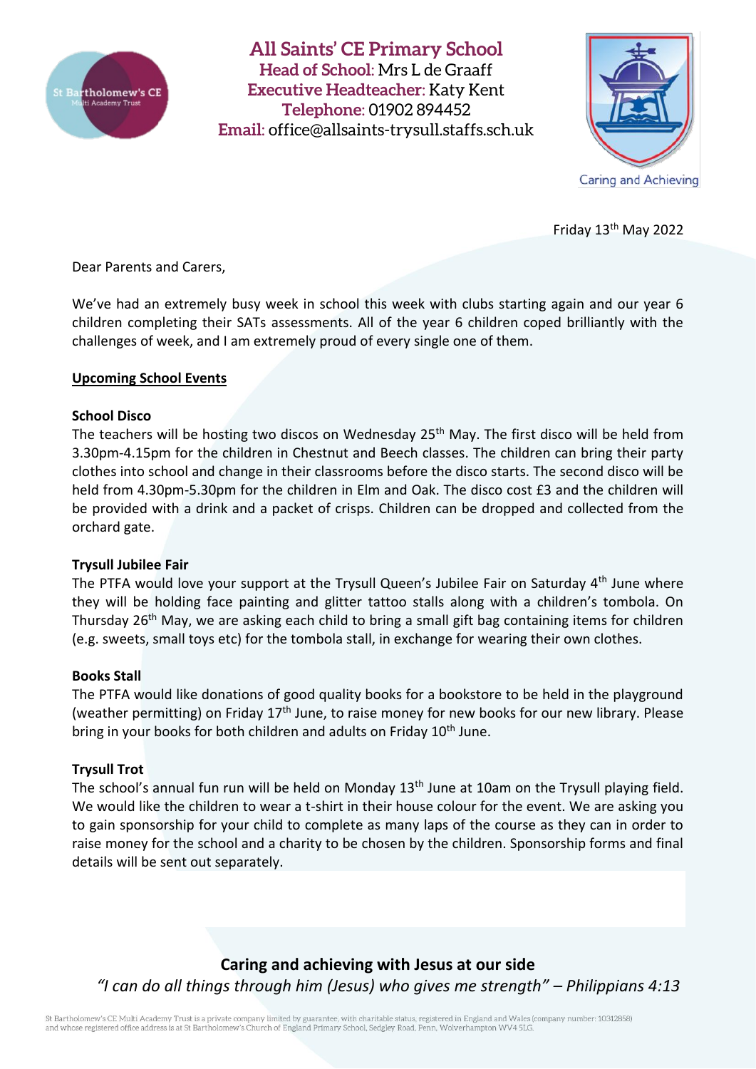# All Saints' CE Primary School

**Head of School:** Mrs L de Graaff
**Executive Headteacher:** Katy Kent
**Telephone:** 01902 894452
**Email:** office@allsaints-trysull.staffs.sch.uk

Caring and Achieving

Friday 13th May 2022

Dear Parents and Carers,

We've had an extremely busy week in school this week with clubs starting again and our year 6 children completing their SATs assessments. All of the year 6 children coped brilliantly with the challenges of week, and I am extremely proud of every single one of them.

## Upcoming School Events

### School Disco

The teachers will be hosting two discos on Wednesday 25th May. The first disco will be held from 3.30pm-4.15pm for the children in Chestnut and Beech classes. The children can bring their party clothes into school and change in their classrooms before the disco starts. The second disco will be held from 4.30pm-5.30pm for the children in Elm and Oak. The disco cost £3 and the children will be provided with a drink and a packet of crisps. Children can be dropped and collected from the orchard gate.

### Trysull Jubilee Fair

The PTFA would love your support at the Trysull Queen's Jubilee Fair on Saturday 4th June where they will be holding face painting and glitter tattoo stalls along with a children's tombola. On Thursday 26th May, we are asking each child to bring a small gift bag containing items for children (e.g. sweets, small toys etc) for the tombola stall, in exchange for wearing their own clothes.

### Books Stall

The PTFA would like donations of good quality books for a bookstore to be held in the playground (weather permitting) on Friday 17th June, to raise money for new books for our new library. Please bring in your books for both children and adults on Friday 10th June.

### Trysull Trot

The school's annual fun run will be held on Monday 13th June at 10am on the Trysull playing field. We would like the children to wear a t-shirt in their house colour for the event. We are asking you to gain sponsorship for your child to complete as many laps of the course as they can in order to raise money for the school and a charity to be chosen by the children. Sponsorship forms and final details will be sent out separately.

**Caring and achieving with Jesus at our side**

*"I can do all things through him (Jesus) who gives me strength" – Philippians 4:13*

St Bartholomew's CE Multi Academy Trust is a private company limited by guarantee, with charitable status, registered in England and Wales (company number: 10312858) and whose registered office address is at St Bartholomew's Church of England Primary School, Sedgley Road, Penn, Wolverhampton WV4 5LG.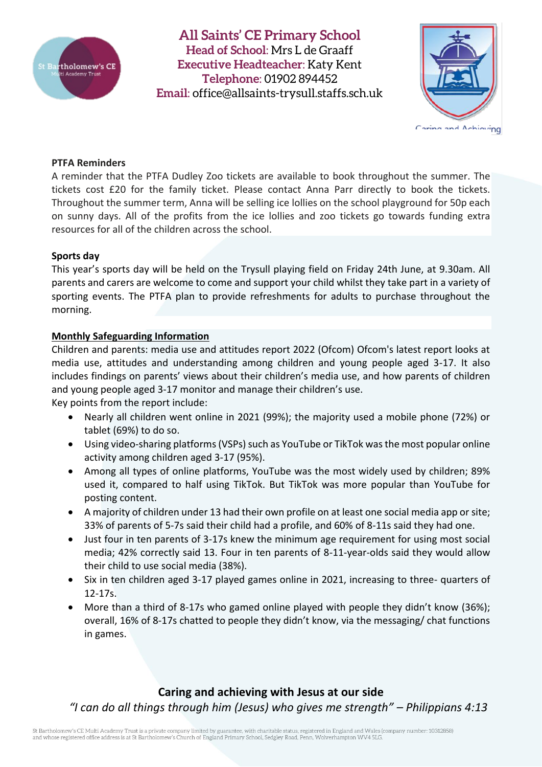**PTFA Reminders**

A reminder that the PTFA Dudley Zoo tickets are available to book throughout the summer. The tickets cost £20 for the family ticket. Please contact Anna Parr directly to book the tickets. Throughout the summer term, Anna will be selling ice lollies on the school playground for 50p each on sunny days. All of the profits from the ice lollies and zoo tickets go towards funding extra resources for all of the children across the school.

**Sports day**

This year's sports day will be held on the Trysull playing field on Friday 24th June, at 9.30am. All parents and carers are welcome to come and support your child whilst they take part in a variety of sporting events. The PTFA plan to provide refreshments for adults to purchase throughout the morning.

**Monthly Safeguarding Information**

Children and parents: media use and attitudes report 2022 (Ofcom) Ofcom's latest report looks at media use, attitudes and understanding among children and young people aged 3-17. It also includes findings on parents' views about their children's media use, and how parents of children and young people aged 3-17 monitor and manage their children's use.

Key points from the report include:

- Nearly all children went online in 2021 (99%); the majority used a mobile phone (72%) or tablet (69%) to do so.
- Using video-sharing platforms (VSPs) such as YouTube or TikTok was the most popular online activity among children aged 3-17 (95%).
- Among all types of online platforms, YouTube was the most widely used by children; 89% used it, compared to half using TikTok. But TikTok was more popular than YouTube for posting content.
- A majority of children under 13 had their own profile on at least one social media app or site; 33% of parents of 5-7s said their child had a profile, and 60% of 8-11s said they had one.
- Just four in ten parents of 3-17s knew the minimum age requirement for using most social media; 42% correctly said 13. Four in ten parents of 8-11-year-olds said they would allow their child to use social media (38%).
- Six in ten children aged 3-17 played games online in 2021, increasing to three- quarters of 12-17s.
- More than a third of 8-17s who gamed online played with people they didn't know (36%); overall, 16% of 8-17s chatted to people they didn't know, via the messaging/ chat functions in games.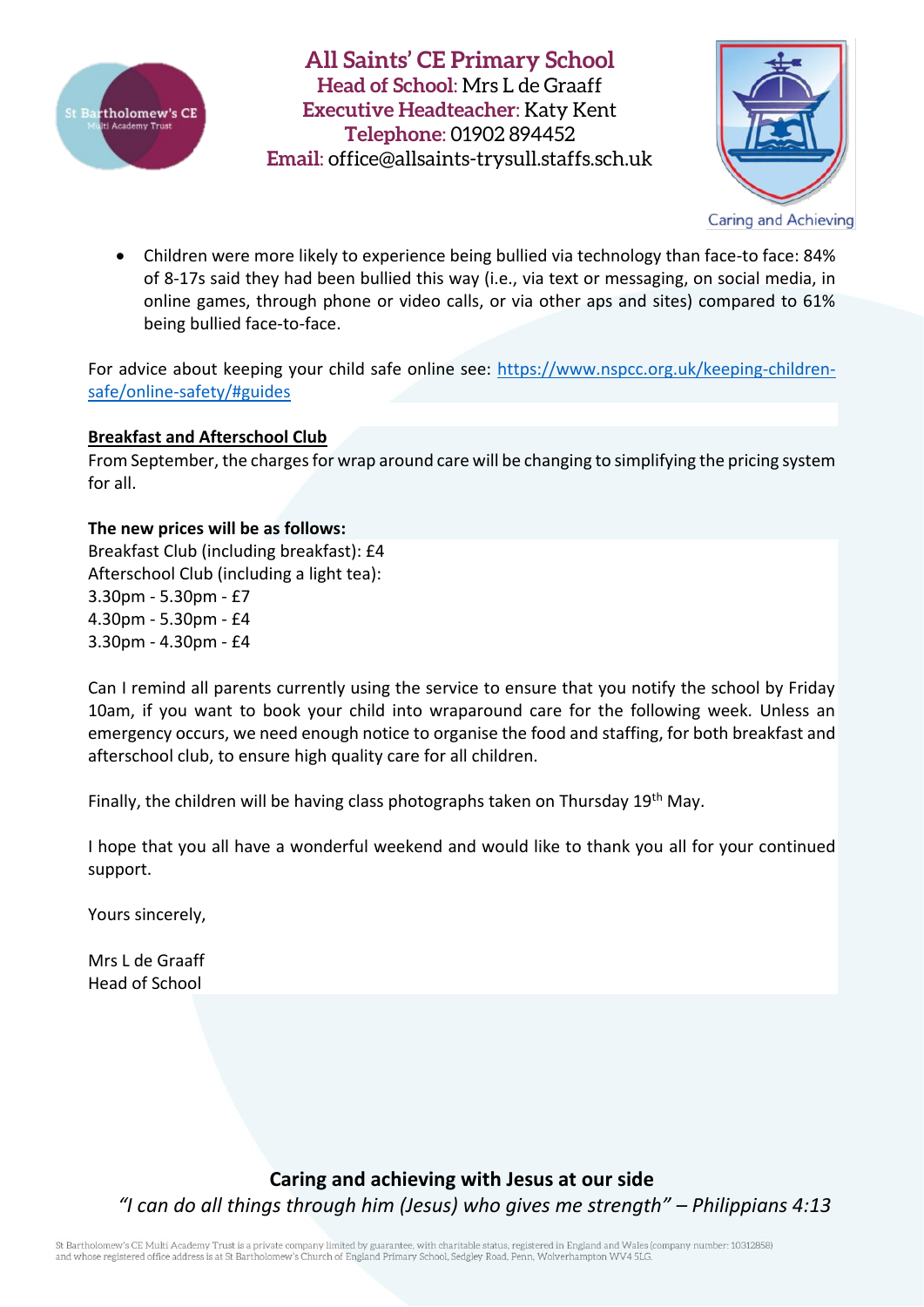- Children were more likely to experience being bullied via technology than face-to face: 84% of 8-17s said they had been bullied this way (i.e., via text or messaging, on social media, in online games, through phone or video calls, or via other aps and sites) compared to 61% being bullied face-to-face.

For advice about keeping your child safe online see: https://www.nspcc.org.uk/keeping-children-safe/online-safety/#guides

**Breakfast and Afterschool Club**

From September, the charges for wrap around care will be changing to simplifying the pricing system for all.

**The new prices will be as follows:**

Breakfast Club (including breakfast): £4
Afterschool Club (including a light tea):
3.30pm - 5.30pm - £7
4.30pm - 5.30pm - £4
3.30pm - 4.30pm - £4

Can I remind all parents currently using the service to ensure that you notify the school by Friday 10am, if you want to book your child into wraparound care for the following week. Unless an emergency occurs, we need enough notice to organise the food and staffing, for both breakfast and afterschool club, to ensure high quality care for all children.

Finally, the children will be having class photographs taken on Thursday 19th May.

I hope that you all have a wonderful weekend and would like to thank you all for your continued support.

Yours sincerely,

Mrs L de Graaff
Head of School

**Caring and achieving with Jesus at our side**

*"I can do all things through him (Jesus) who gives me strength" – Philippians 4:13*